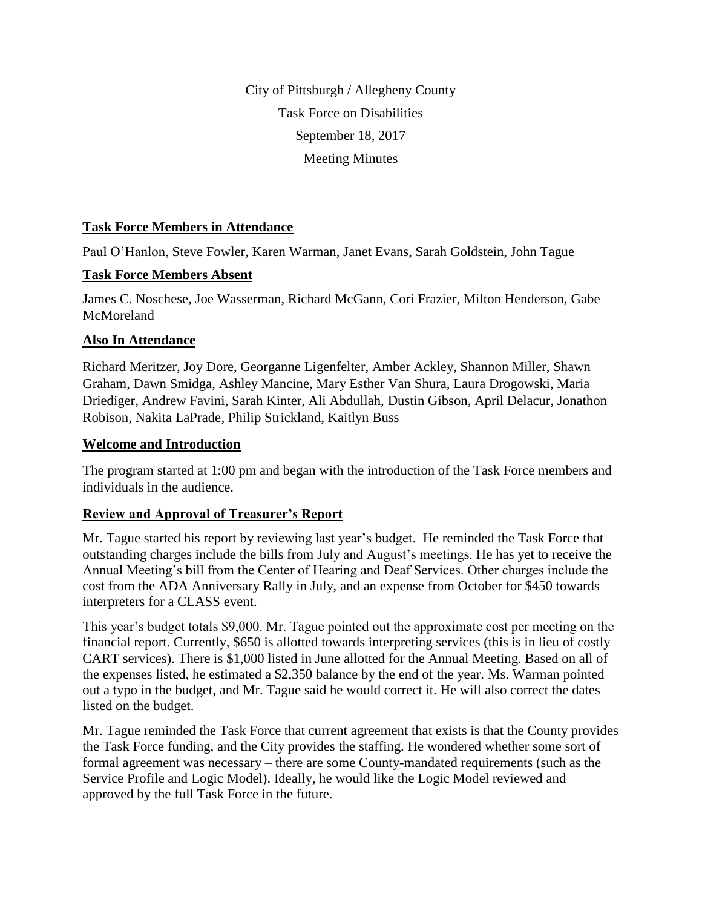City of Pittsburgh / Allegheny County

Task Force on Disabilities

September 18, 2017

Meeting Minutes

## Task Force Members in Attendance

Paul O'Hanlon, Steve Fowler, Karen Warman, Janet Evans, Sarah Goldstein, John Tague

## Task Force Members Absent

James C. Noschese, Joe Wasserman, Richard McGann, Cori Frazier, Milton Henderson, Gabe McMoreland

## Also In Attendance

Richard Meritzer, Joy Dore, Georganne Ligenfelter, Amber Ackley, Shannon Miller, Shawn Graham, Dawn Smidga, Ashley Mancine, Mary Esther Van Shura, Laura Drogowski, Maria Driediger, Andrew Favini, Sarah Kinter, Ali Abdullah, Dustin Gibson, April Delacur, Jonathon Robison, Nakita LaPrade, Philip Strickland, Kaitlyn Buss

## Welcome and Introduction

The program started at 1:00 pm and began with the introduction of the Task Force members and individuals in the audience.

## Review and Approval of Treasurer's Report

Mr. Tague started his report by reviewing last year's budget. He reminded the Task Force that outstanding charges include the bills from July and August's meetings. He has yet to receive the Annual Meeting's bill from the Center of Hearing and Deaf Services. Other charges include the cost from the ADA Anniversary Rally in July, and an expense from October for $450 towards interpreters for a CLASS event.

This year's budget totals $9,000. Mr. Tague pointed out the approximate cost per meeting on the financial report. Currently, $650 is allotted towards interpreting services (this is in lieu of costly CART services). There is $1,000 listed in June allotted for the Annual Meeting. Based on all of the expenses listed, he estimated a $2,350 balance by the end of the year. Ms. Warman pointed out a typo in the budget, and Mr. Tague said he would correct it. He will also correct the dates listed on the budget.

Mr. Tague reminded the Task Force that current agreement that exists is that the County provides the Task Force funding, and the City provides the staffing. He wondered whether some sort of formal agreement was necessary – there are some County-mandated requirements (such as the Service Profile and Logic Model). Ideally, he would like the Logic Model reviewed and approved by the full Task Force in the future.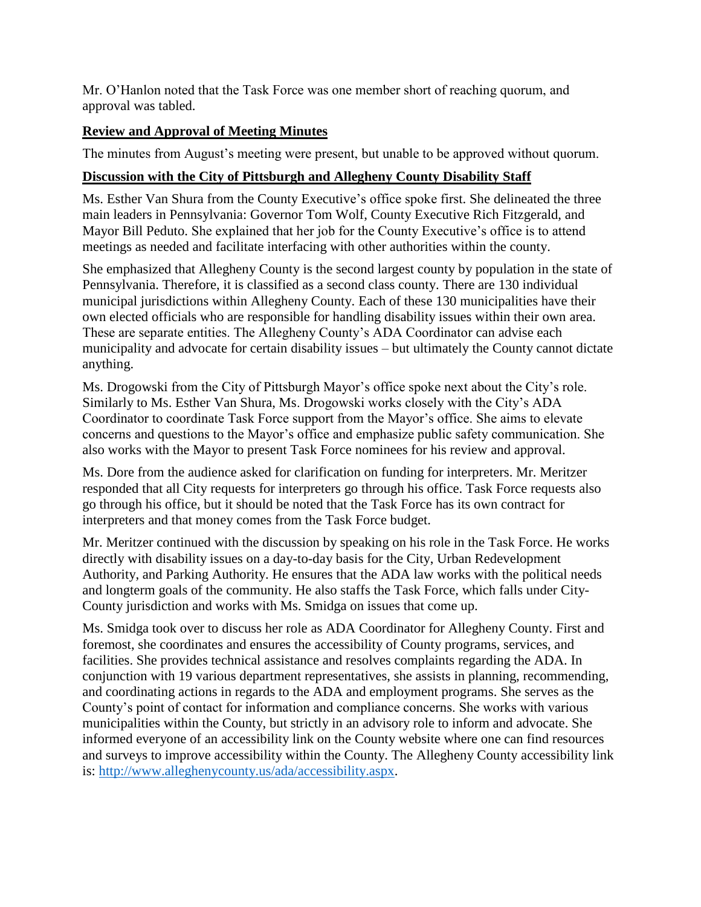Mr. O'Hanlon noted that the Task Force was one member short of reaching quorum, and approval was tabled.

## Review and Approval of Meeting Minutes

The minutes from August's meeting were present, but unable to be approved without quorum.

## Discussion with the City of Pittsburgh and Allegheny County Disability Staff

Ms. Esther Van Shura from the County Executive's office spoke first. She delineated the three main leaders in Pennsylvania: Governor Tom Wolf, County Executive Rich Fitzgerald, and Mayor Bill Peduto. She explained that her job for the County Executive's office is to attend meetings as needed and facilitate interfacing with other authorities within the county.

She emphasized that Allegheny County is the second largest county by population in the state of Pennsylvania. Therefore, it is classified as a second class county. There are 130 individual municipal jurisdictions within Allegheny County. Each of these 130 municipalities have their own elected officials who are responsible for handling disability issues within their own area. These are separate entities. The Allegheny County's ADA Coordinator can advise each municipality and advocate for certain disability issues – but ultimately the County cannot dictate anything.

Ms. Drogowski from the City of Pittsburgh Mayor's office spoke next about the City's role. Similarly to Ms. Esther Van Shura, Ms. Drogowski works closely with the City's ADA Coordinator to coordinate Task Force support from the Mayor's office. She aims to elevate concerns and questions to the Mayor's office and emphasize public safety communication. She also works with the Mayor to present Task Force nominees for his review and approval.

Ms. Dore from the audience asked for clarification on funding for interpreters. Mr. Meritzer responded that all City requests for interpreters go through his office. Task Force requests also go through his office, but it should be noted that the Task Force has its own contract for interpreters and that money comes from the Task Force budget.

Mr. Meritzer continued with the discussion by speaking on his role in the Task Force. He works directly with disability issues on a day-to-day basis for the City, Urban Redevelopment Authority, and Parking Authority. He ensures that the ADA law works with the political needs and longterm goals of the community. He also staffs the Task Force, which falls under City-County jurisdiction and works with Ms. Smidga on issues that come up.

Ms. Smidga took over to discuss her role as ADA Coordinator for Allegheny County. First and foremost, she coordinates and ensures the accessibility of County programs, services, and facilities. She provides technical assistance and resolves complaints regarding the ADA. In conjunction with 19 various department representatives, she assists in planning, recommending, and coordinating actions in regards to the ADA and employment programs. She serves as the County's point of contact for information and compliance concerns. She works with various municipalities within the County, but strictly in an advisory role to inform and advocate. She informed everyone of an accessibility link on the County website where one can find resources and surveys to improve accessibility within the County. The Allegheny County accessibility link is: [http://www.alleghenycounty.us/ada/accessibility.aspx](http://www.alleghenycounty.us/ada/accessibility.aspx).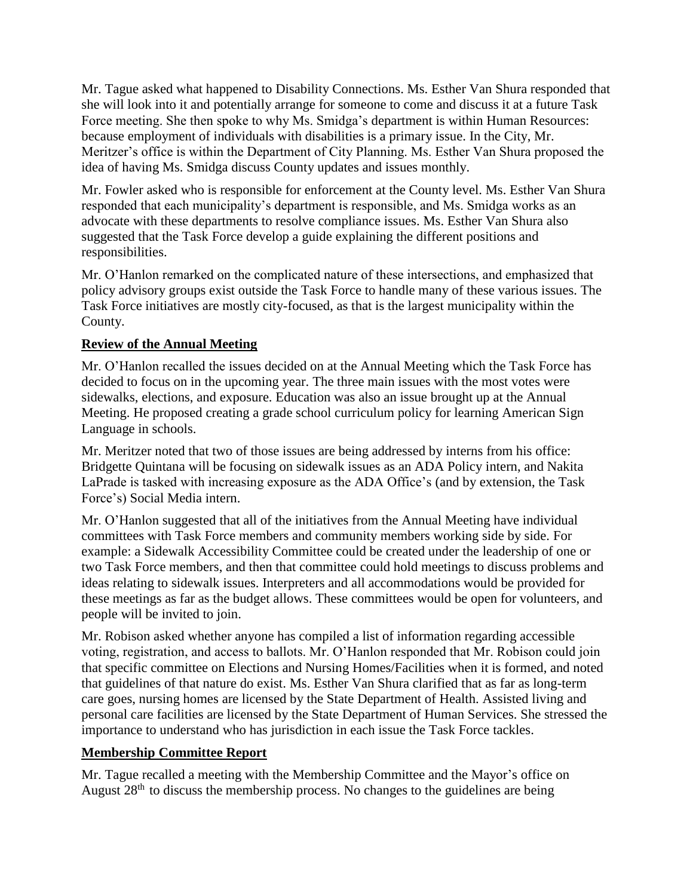Mr. Tague asked what happened to Disability Connections. Ms. Esther Van Shura responded that she will look into it and potentially arrange for someone to come and discuss it at a future Task Force meeting. She then spoke to why Ms. Smidga's department is within Human Resources: because employment of individuals with disabilities is a primary issue. In the City, Mr. Meritzer's office is within the Department of City Planning. Ms. Esther Van Shura proposed the idea of having Ms. Smidga discuss County updates and issues monthly.

Mr. Fowler asked who is responsible for enforcement at the County level. Ms. Esther Van Shura responded that each municipality's department is responsible, and Ms. Smidga works as an advocate with these departments to resolve compliance issues. Ms. Esther Van Shura also suggested that the Task Force develop a guide explaining the different positions and responsibilities.

Mr. O'Hanlon remarked on the complicated nature of these intersections, and emphasized that policy advisory groups exist outside the Task Force to handle many of these various issues. The Task Force initiatives are mostly city-focused, as that is the largest municipality within the County.

## Review of the Annual Meeting

Mr. O'Hanlon recalled the issues decided on at the Annual Meeting which the Task Force has decided to focus on in the upcoming year. The three main issues with the most votes were sidewalks, elections, and exposure. Education was also an issue brought up at the Annual Meeting. He proposed creating a grade school curriculum policy for learning American Sign Language in schools.

Mr. Meritzer noted that two of those issues are being addressed by interns from his office: Bridgette Quintana will be focusing on sidewalk issues as an ADA Policy intern, and Nakita LaPrade is tasked with increasing exposure as the ADA Office's (and by extension, the Task Force's) Social Media intern.

Mr. O'Hanlon suggested that all of the initiatives from the Annual Meeting have individual committees with Task Force members and community members working side by side. For example: a Sidewalk Accessibility Committee could be created under the leadership of one or two Task Force members, and then that committee could hold meetings to discuss problems and ideas relating to sidewalk issues. Interpreters and all accommodations would be provided for these meetings as far as the budget allows. These committees would be open for volunteers, and people will be invited to join.

Mr. Robison asked whether anyone has compiled a list of information regarding accessible voting, registration, and access to ballots. Mr. O'Hanlon responded that Mr. Robison could join that specific committee on Elections and Nursing Homes/Facilities when it is formed, and noted that guidelines of that nature do exist. Ms. Esther Van Shura clarified that as far as long-term care goes, nursing homes are licensed by the State Department of Health. Assisted living and personal care facilities are licensed by the State Department of Human Services. She stressed the importance to understand who has jurisdiction in each issue the Task Force tackles.

## Membership Committee Report

Mr. Tague recalled a meeting with the Membership Committee and the Mayor's office on August 28th to discuss the membership process. No changes to the guidelines are being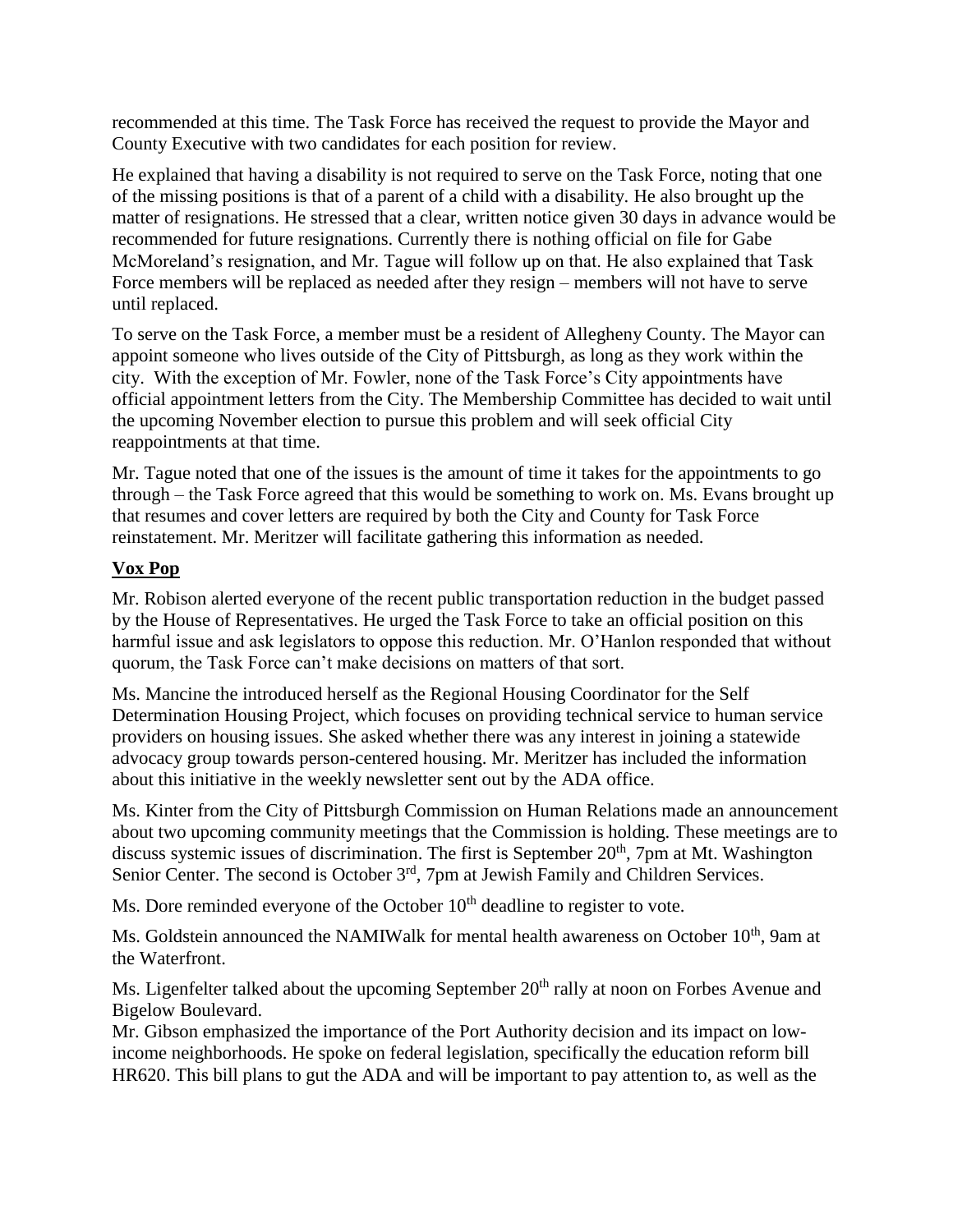recommended at this time. The Task Force has received the request to provide the Mayor and County Executive with two candidates for each position for review.

He explained that having a disability is not required to serve on the Task Force, noting that one of the missing positions is that of a parent of a child with a disability. He also brought up the matter of resignations. He stressed that a clear, written notice given 30 days in advance would be recommended for future resignations. Currently there is nothing official on file for Gabe McMoreland's resignation, and Mr. Tague will follow up on that. He also explained that Task Force members will be replaced as needed after they resign – members will not have to serve until replaced.

To serve on the Task Force, a member must be a resident of Allegheny County. The Mayor can appoint someone who lives outside of the City of Pittsburgh, as long as they work within the city. With the exception of Mr. Fowler, none of the Task Force's City appointments have official appointment letters from the City. The Membership Committee has decided to wait until the upcoming November election to pursue this problem and will seek official City reappointments at that time.

Mr. Tague noted that one of the issues is the amount of time it takes for the appointments to go through – the Task Force agreed that this would be something to work on. Ms. Evans brought up that resumes and cover letters are required by both the City and County for Task Force reinstatement. Mr. Meritzer will facilitate gathering this information as needed.

## Vox Pop

Mr. Robison alerted everyone of the recent public transportation reduction in the budget passed by the House of Representatives. He urged the Task Force to take an official position on this harmful issue and ask legislators to oppose this reduction. Mr. O'Hanlon responded that without quorum, the Task Force can't make decisions on matters of that sort.

Ms. Mancine the introduced herself as the Regional Housing Coordinator for the Self Determination Housing Project, which focuses on providing technical service to human service providers on housing issues. She asked whether there was any interest in joining a statewide advocacy group towards person-centered housing. Mr. Meritzer has included the information about this initiative in the weekly newsletter sent out by the ADA office.

Ms. Kinter from the City of Pittsburgh Commission on Human Relations made an announcement about two upcoming community meetings that the Commission is holding. These meetings are to discuss systemic issues of discrimination. The first is September 20th, 7pm at Mt. Washington Senior Center. The second is October 3rd, 7pm at Jewish Family and Children Services.

Ms. Dore reminded everyone of the October 10th deadline to register to vote.

Ms. Goldstein announced the NAMIWalk for mental health awareness on October 10th, 9am at the Waterfront.

Ms. Ligenfelter talked about the upcoming September 20th rally at noon on Forbes Avenue and Bigelow Boulevard.

Mr. Gibson emphasized the importance of the Port Authority decision and its impact on low-income neighborhoods. He spoke on federal legislation, specifically the education reform bill HR620. This bill plans to gut the ADA and will be important to pay attention to, as well as the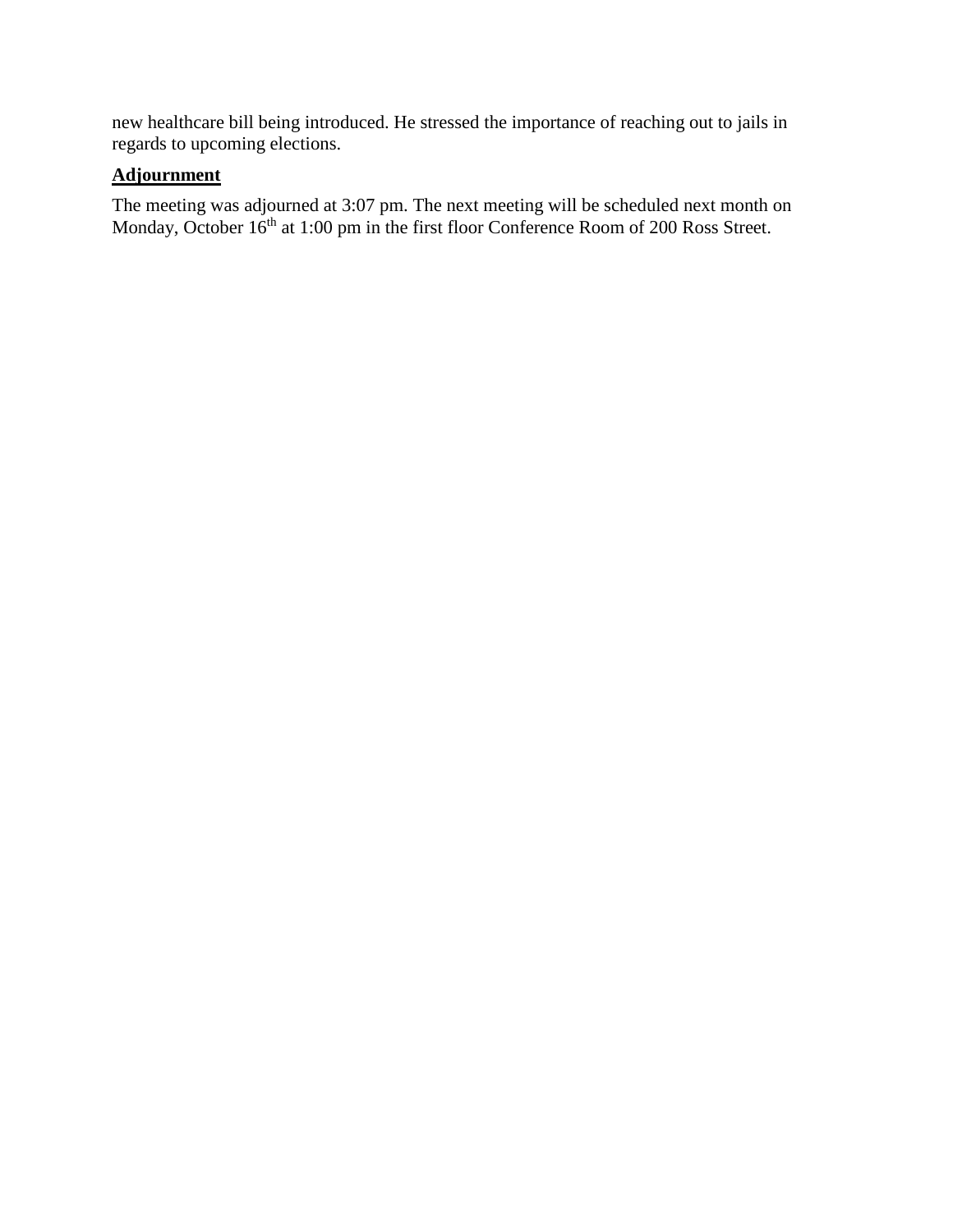new healthcare bill being introduced. He stressed the importance of reaching out to jails in regards to upcoming elections.

**Adjournment**

The meeting was adjourned at 3:07 pm. The next meeting will be scheduled next month on Monday, October 16th at 1:00 pm in the first floor Conference Room of 200 Ross Street.